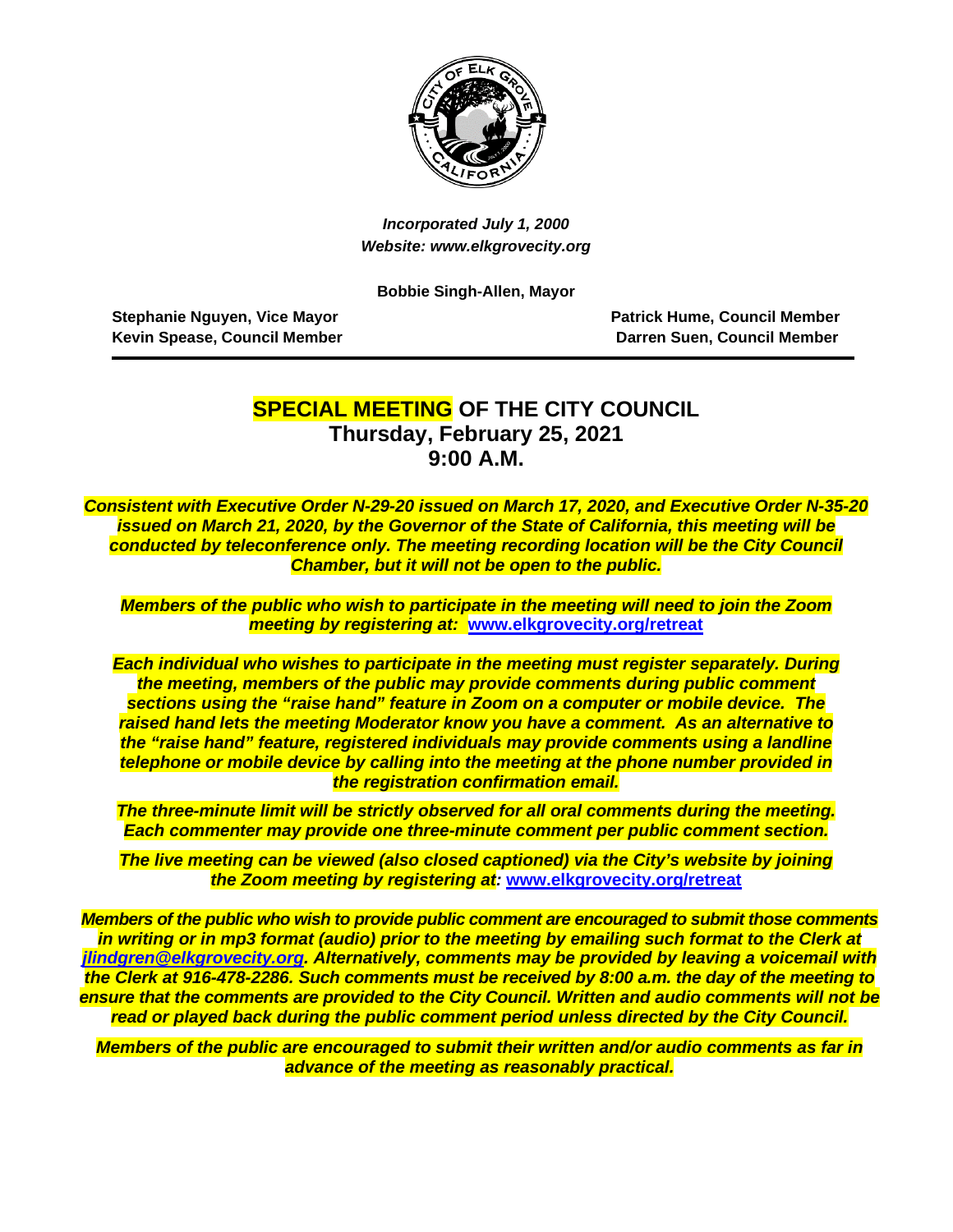*Incorporated July 1, 2000*
*Website: www.elkgrovecity.org*

**Bobbie Singh-Allen, Mayor**

**Stephanie Nguyen, Vice Mayor**
**Kevin Spease, Council Member**
**Patrick Hume, Council Member**
**Darren Suen, Council Member**

---

# SPECIAL MEETING OF THE CITY COUNCIL
## Thursday, February 25, 2021
## 9:00 A.M.

***Consistent with Executive Order N-29-20 issued on March 17, 2020, and Executive Order N-35-20 issued on March 21, 2020, by the Governor of the State of California, this meeting will be conducted by teleconference only. The meeting recording location will be the City Council Chamber, but it will not be open to the public.***

***Members of the public who wish to participate in the meeting will need to join the Zoom meeting by registering at:*** **[www.elkgrovecity.org/retreat](www.elkgrovecity.org/retreat)**

***Each individual who wishes to participate in the meeting must register separately. During the meeting, members of the public may provide comments during public comment sections using the "raise hand" feature in Zoom on a computer or mobile device. The raised hand lets the meeting Moderator know you have a comment. As an alternative to the "raise hand" feature, registered individuals may provide comments using a landline telephone or mobile device by calling into the meeting at the phone number provided in the registration confirmation email.***

***The three-minute limit will be strictly observed for all oral comments during the meeting. Each commenter may provide one three-minute comment per public comment section.***

***The live meeting can be viewed (also closed captioned) via the City's website by joining the Zoom meeting by registering at:*** **[www.elkgrovecity.org/retreat](www.elkgrovecity.org/retreat)**

***Members of the public who wish to provide public comment are encouraged to submit those comments in writing or in mp3 format (audio) prior to the meeting by emailing such format to the Clerk at [jlindgren@elkgrovecity.org](mailto:jlindgren@elkgrovecity.org). Alternatively, comments may be provided by leaving a voicemail with the Clerk at 916-478-2286. Such comments must be received by 8:00 a.m. the day of the meeting to ensure that the comments are provided to the City Council. Written and audio comments will not be read or played back during the public comment period unless directed by the City Council.***

***Members of the public are encouraged to submit their written and/or audio comments as far in advance of the meeting as reasonably practical.***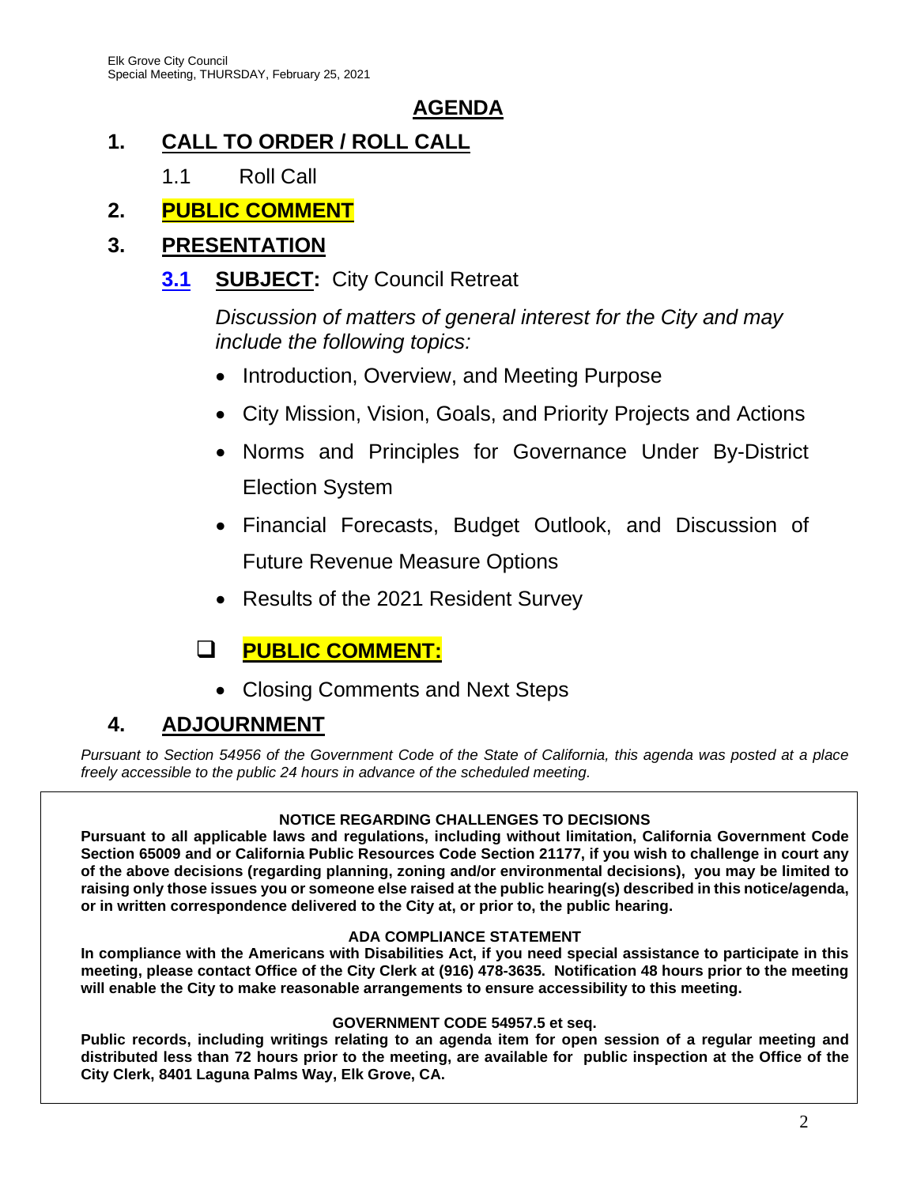# AGENDA

## 1. CALL TO ORDER / ROLL CALL

1.1 Roll Call

## 2. PUBLIC COMMENT

## 3. PRESENTATION

### 3.1 SUBJECT: City Council Retreat

*Discussion of matters of general interest for the City and may include the following topics:*

- Introduction, Overview, and Meeting Purpose
- City Mission, Vision, Goals, and Priority Projects and Actions
- Norms and Principles for Governance Under By-District Election System
- Financial Forecasts, Budget Outlook, and Discussion of Future Revenue Measure Options
- Results of the 2021 Resident Survey

- [ ] **PUBLIC COMMENT:**

- Closing Comments and Next Steps

## 4. ADJOURNMENT

*Pursuant to Section 54956 of the Government Code of the State of California, this agenda was posted at a place freely accessible to the public 24 hours in advance of the scheduled meeting.*

**NOTICE REGARDING CHALLENGES TO DECISIONS**

**Pursuant to all applicable laws and regulations, including without limitation, California Government Code Section 65009 and or California Public Resources Code Section 21177, if you wish to challenge in court any of the above decisions (regarding planning, zoning and/or environmental decisions), you may be limited to raising only those issues you or someone else raised at the public hearing(s) described in this notice/agenda, or in written correspondence delivered to the City at, or prior to, the public hearing.**

**ADA COMPLIANCE STATEMENT**

**In compliance with the Americans with Disabilities Act, if you need special assistance to participate in this meeting, please contact Office of the City Clerk at (916) 478-3635. Notification 48 hours prior to the meeting will enable the City to make reasonable arrangements to ensure accessibility to this meeting.**

**GOVERNMENT CODE 54957.5 et seq.**

**Public records, including writings relating to an agenda item for open session of a regular meeting and distributed less than 72 hours prior to the meeting, are available for public inspection at the Office of the City Clerk, 8401 Laguna Palms Way, Elk Grove, CA.**